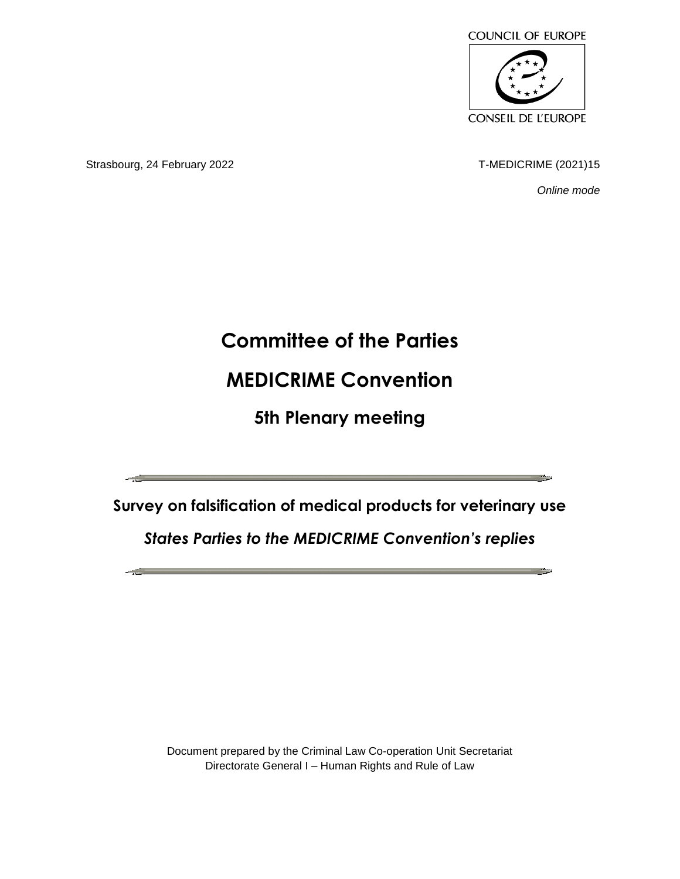COUNCIL OF EUROPE

CONSEIL DE L'EUROPE

Strasbourg, 24 February 2022

T-MEDICRIME (2021)15

*Online mode*

# Committee of the Parties

# MEDICRIME Convention

## 5th Plenary meeting

---

**Survey on falsification of medical products for veterinary use**

***States Parties to the MEDICRIME Convention's replies***

---

Document prepared by the Criminal Law Co-operation Unit Secretariat
Directorate General I – Human Rights and Rule of Law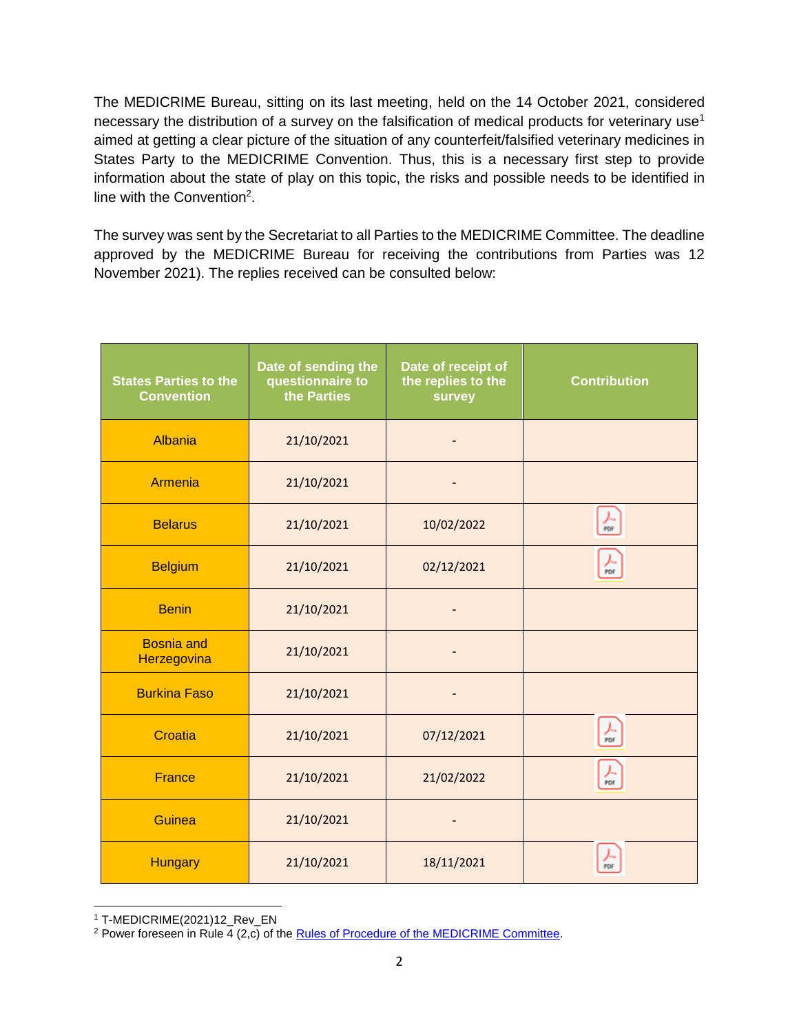The MEDICRIME Bureau, sitting on its last meeting, held on the 14 October 2021, considered necessary the distribution of a survey on the falsification of medical products for veterinary use[1] aimed at getting a clear picture of the situation of any counterfeit/falsified veterinary medicines in States Party to the MEDICRIME Convention. Thus, this is a necessary first step to provide information about the state of play on this topic, the risks and possible needs to be identified in line with the Convention[2].

The survey was sent by the Secretariat to all Parties to the MEDICRIME Committee. The deadline approved by the MEDICRIME Bureau for receiving the contributions from Parties was 12 November 2021). The replies received can be consulted below:

| States Parties to the Convention | Date of sending the questionnaire to the Parties | Date of receipt of the replies to the survey | Contribution |
|---|---|---|---|
| Albania | 21/10/2021 | - | |
| Armenia | 21/10/2021 | - | |
| Belarus | 21/10/2021 | 10/02/2022 | PDF |
| Belgium | 21/10/2021 | 02/12/2021 | PDF |
| Benin | 21/10/2021 | - | |
| Bosnia and Herzegovina | 21/10/2021 | - | |
| Burkina Faso | 21/10/2021 | - | |
| Croatia | 21/10/2021 | 07/12/2021 | PDF |
| France | 21/10/2021 | 21/02/2022 | PDF |
| Guinea | 21/10/2021 | - | |
| Hungary | 21/10/2021 | 18/11/2021 | PDF |

[1] T-MEDICRIME(2021)12_Rev_EN

[2] Power foreseen in Rule 4 (2,c) of the Rules of Procedure of the MEDICRIME Committee.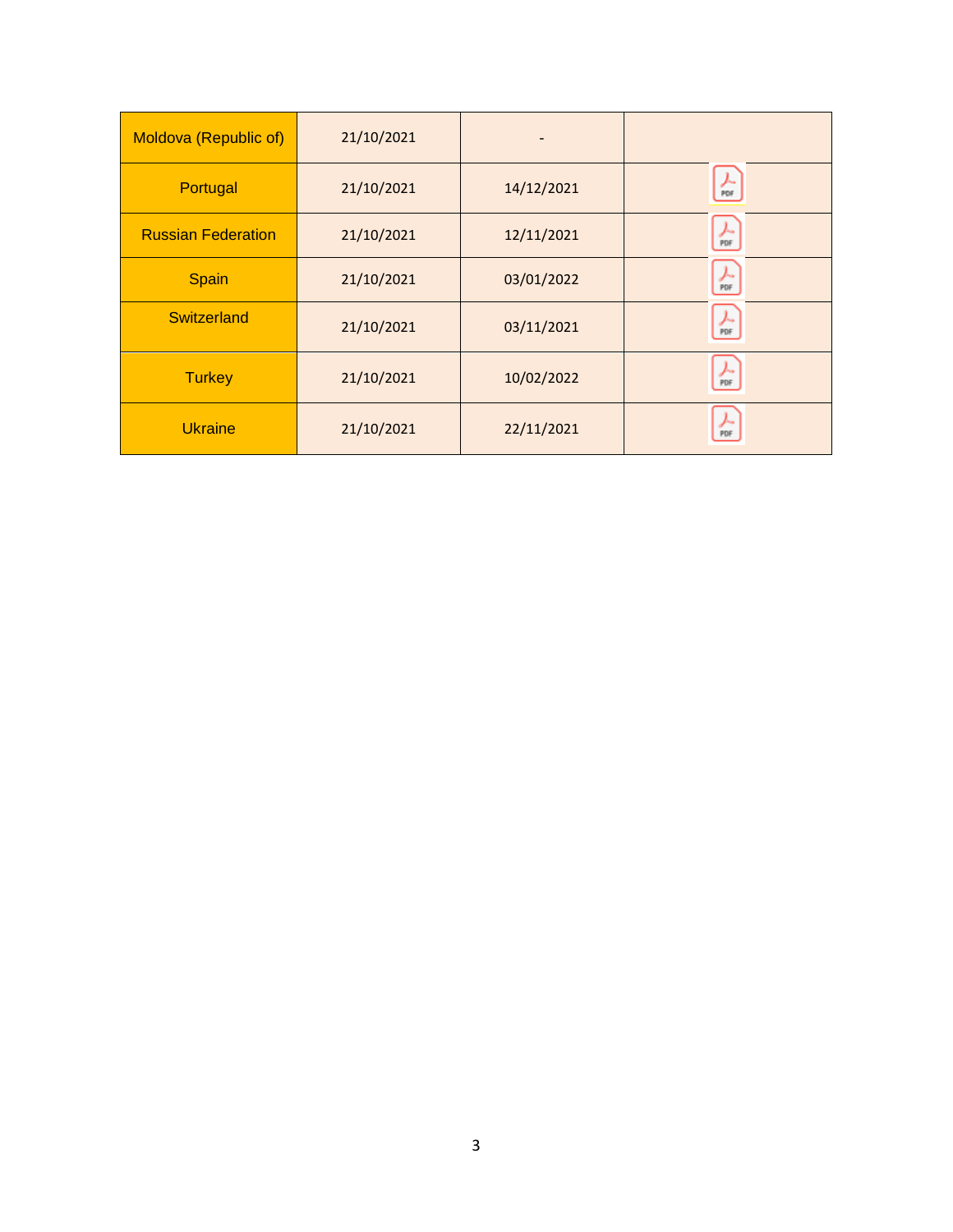| | | | |
|---|---|---|---|
| Moldova (Republic of) | 21/10/2021 | - | |
| Portugal | 21/10/2021 | 14/12/2021 | |
| Russian Federation | 21/10/2021 | 12/11/2021 | |
| Spain | 21/10/2021 | 03/01/2022 | |
| Switzerland | 21/10/2021 | 03/11/2021 | |
| Turkey | 21/10/2021 | 10/02/2022 | |
| Ukraine | 21/10/2021 | 22/11/2021 | |